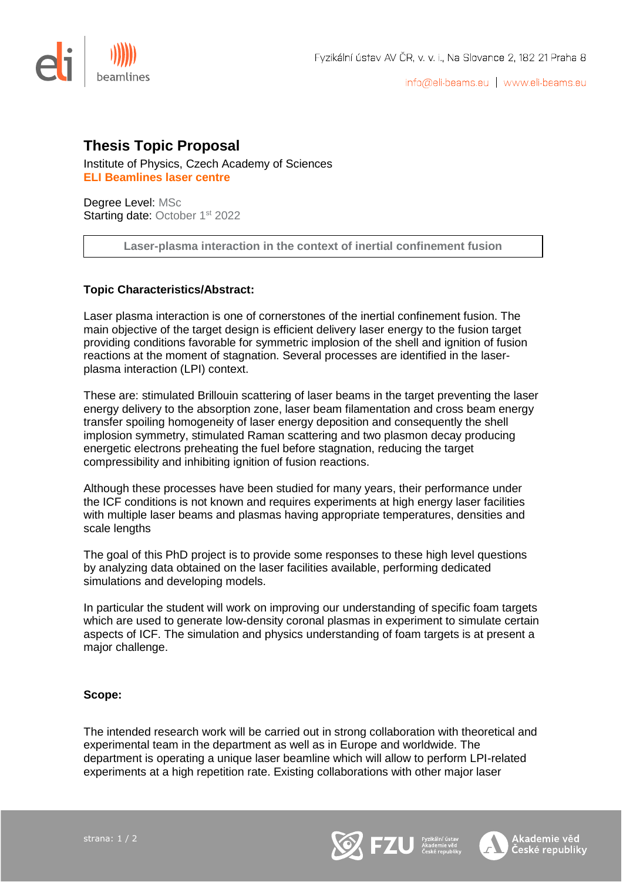# Thesis Topic Proposal

Institute of Physics, Czech Academy of Sciences
**ELI Beamlines laser centre**

Degree Level: MSc
Starting date: October 1st 2022

**Laser-plasma interaction in the context of inertial confinement fusion**

### Topic Characteristics/Abstract:

Laser plasma interaction is one of cornerstones of the inertial confinement fusion. The main objective of the target design is efficient delivery laser energy to the fusion target providing conditions favorable for symmetric implosion of the shell and ignition of fusion reactions at the moment of stagnation. Several processes are identified in the laser-plasma interaction (LPI) context.

These are: stimulated Brillouin scattering of laser beams in the target preventing the laser energy delivery to the absorption zone, laser beam filamentation and cross beam energy transfer spoiling homogeneity of laser energy deposition and consequently the shell implosion symmetry, stimulated Raman scattering and two plasmon decay producing energetic electrons preheating the fuel before stagnation, reducing the target compressibility and inhibiting ignition of fusion reactions.

Although these processes have been studied for many years, their performance under the ICF conditions is not known and requires experiments at high energy laser facilities with multiple laser beams and plasmas having appropriate temperatures, densities and scale lengths

The goal of this PhD project is to provide some responses to these high level questions by analyzing data obtained on the laser facilities available, performing dedicated simulations and developing models.

In particular the student will work on improving our understanding of specific foam targets which are used to generate low-density coronal plasmas in experiment to simulate certain aspects of ICF. The simulation and physics understanding of foam targets is at present a major challenge.

### Scope:

The intended research work will be carried out in strong collaboration with theoretical and experimental team in the department as well as in Europe and worldwide. The department is operating a unique laser beamline which will allow to perform LPI-related experiments at a high repetition rate. Existing collaborations with other major laser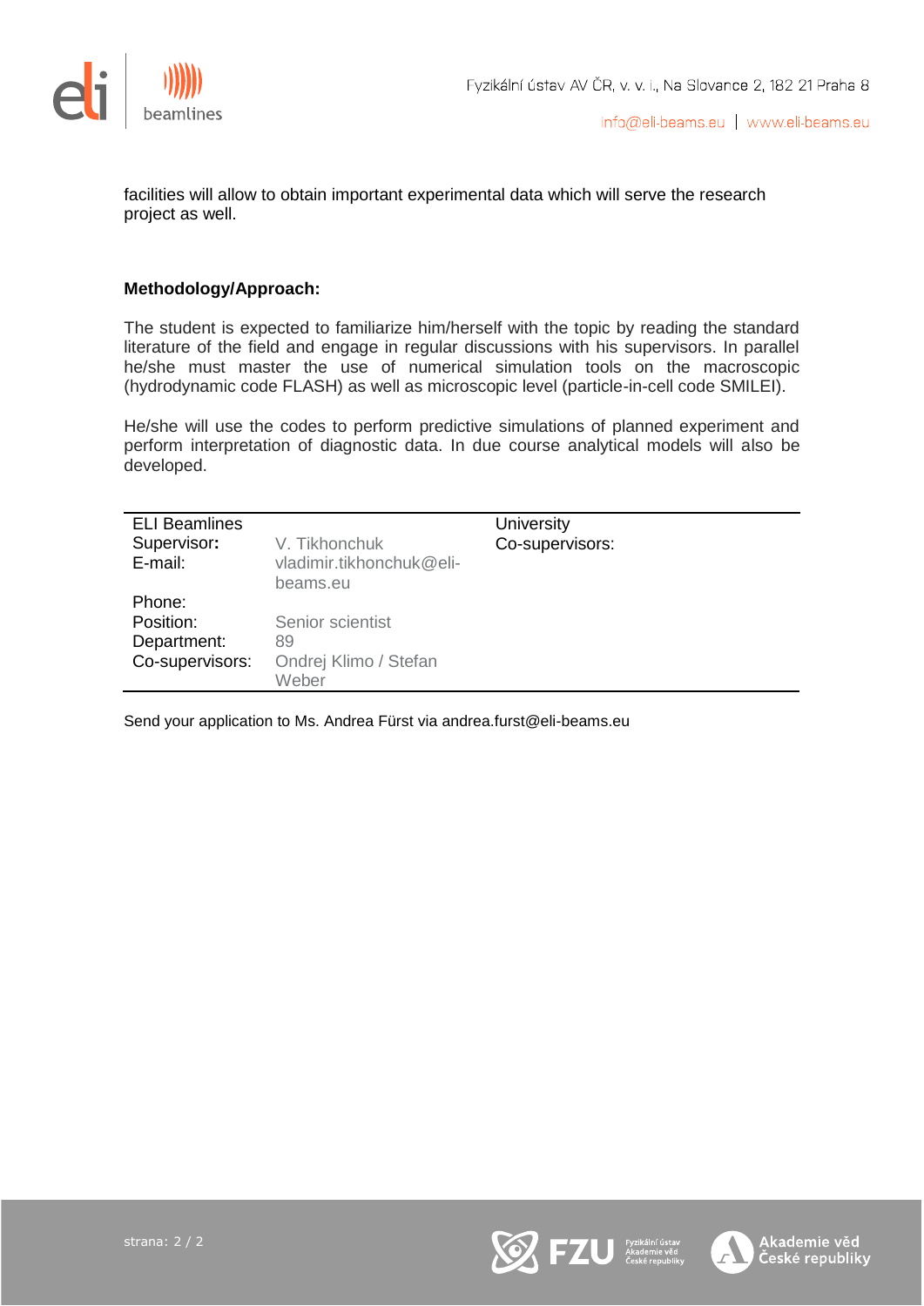facilities will allow to obtain important experimental data which will serve the research project as well.

**Methodology/Approach:**

The student is expected to familiarize him/herself with the topic by reading the standard literature of the field and engage in regular discussions with his supervisors. In parallel he/she must master the use of numerical simulation tools on the macroscopic (hydrodynamic code FLASH) as well as microscopic level (particle-in-cell code SMILEI).

He/she will use the codes to perform predictive simulations of planned experiment and perform interpretation of diagnostic data. In due course analytical models will also be developed.

| | | |
|---|---|---|
| ELI Beamlines | | University |
| Supervisor**:** | V. Tikhonchuk | Co-supervisors: |
| E-mail: | vladimir.tikhonchuk@eli-beams.eu | |
| Phone: | | |
| Position: | Senior scientist | |
| Department: | 89 | |
| Co-supervisors: | Ondrej Klimo / Stefan Weber | |

Send your application to Ms. Andrea Fürst via andrea.furst@eli-beams.eu